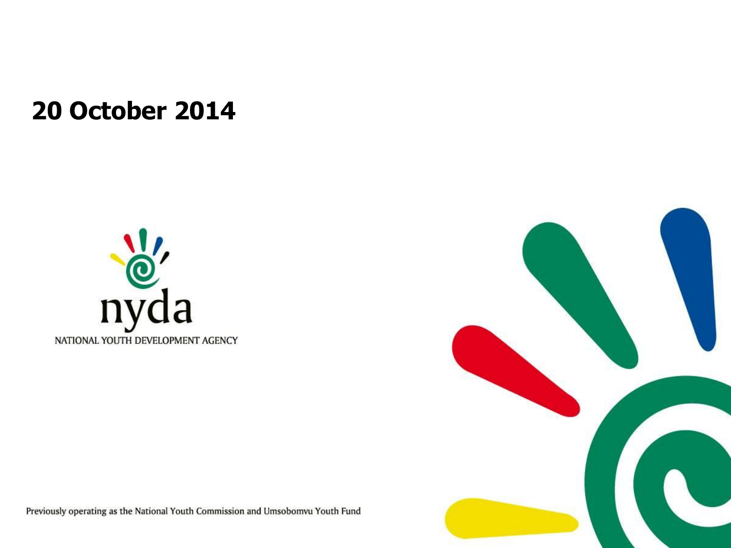**20 October 2014**

nyda

NATIONAL YOUTH DEVELOPMENT AGENCY

Previously operating as the National Youth Commission and Umsobomvu Youth Fund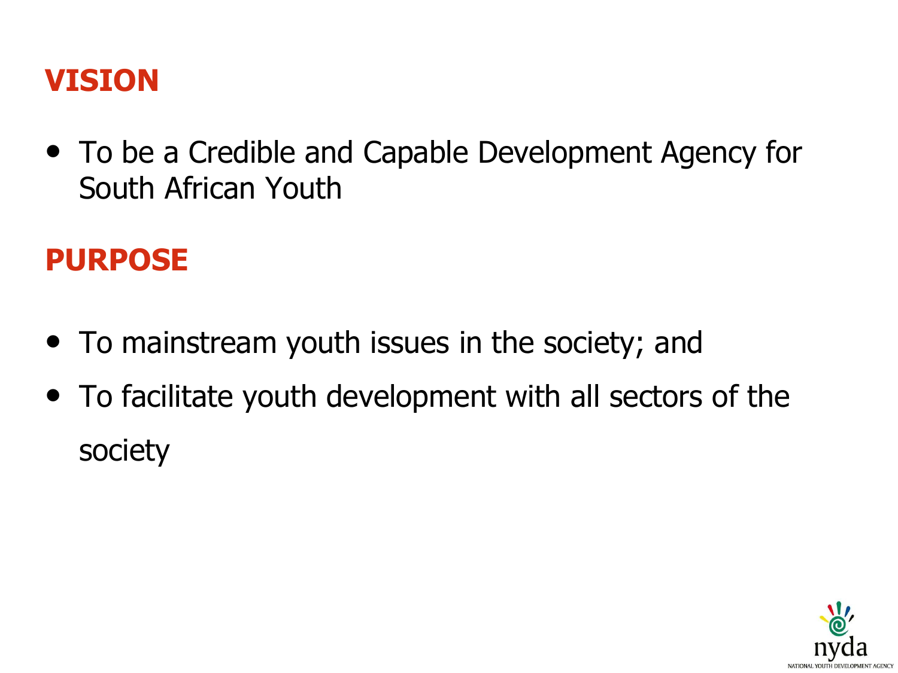## VISION

- To be a Credible and Capable Development Agency for South African Youth

## PURPOSE

- To mainstream youth issues in the society; and
- To facilitate youth development with all sectors of the society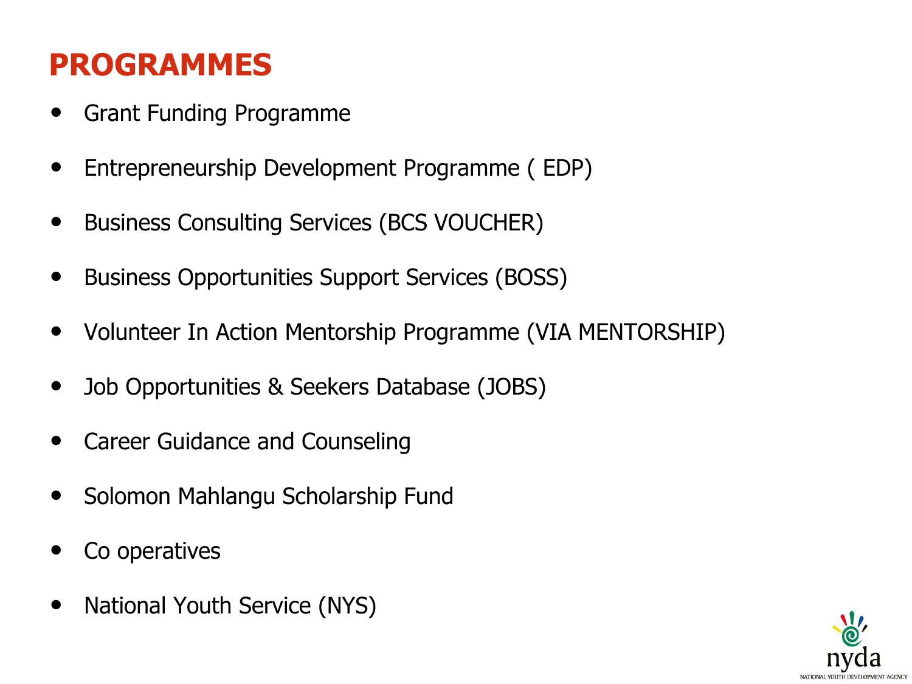# PROGRAMMES

- Grant Funding Programme
- Entrepreneurship Development Programme ( EDP)
- Business Consulting Services (BCS VOUCHER)
- Business Opportunities Support Services (BOSS)
- Volunteer In Action Mentorship Programme (VIA MENTORSHIP)
- Job Opportunities & Seekers Database (JOBS)
- Career Guidance and Counseling
- Solomon Mahlangu Scholarship Fund
- Co operatives
- National Youth Service (NYS)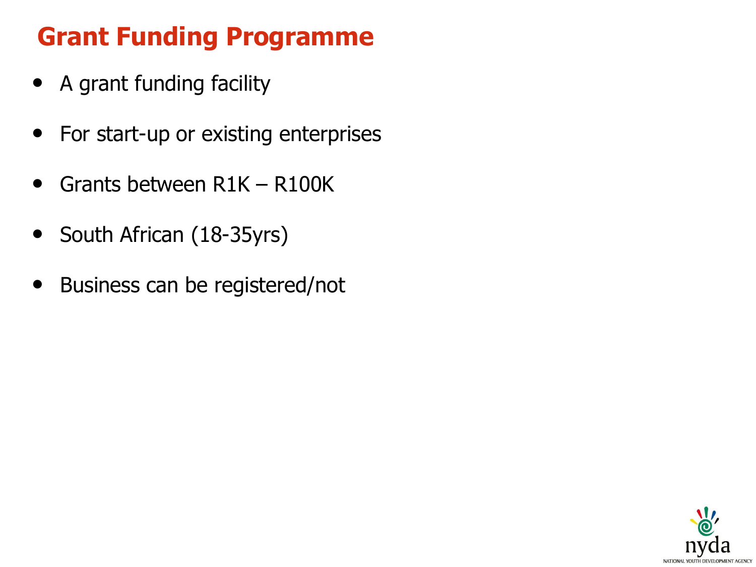# Grant Funding Programme

- A grant funding facility
- For start-up or existing enterprises
- Grants between R1K – R100K
- South African (18-35yrs)
- Business can be registered/not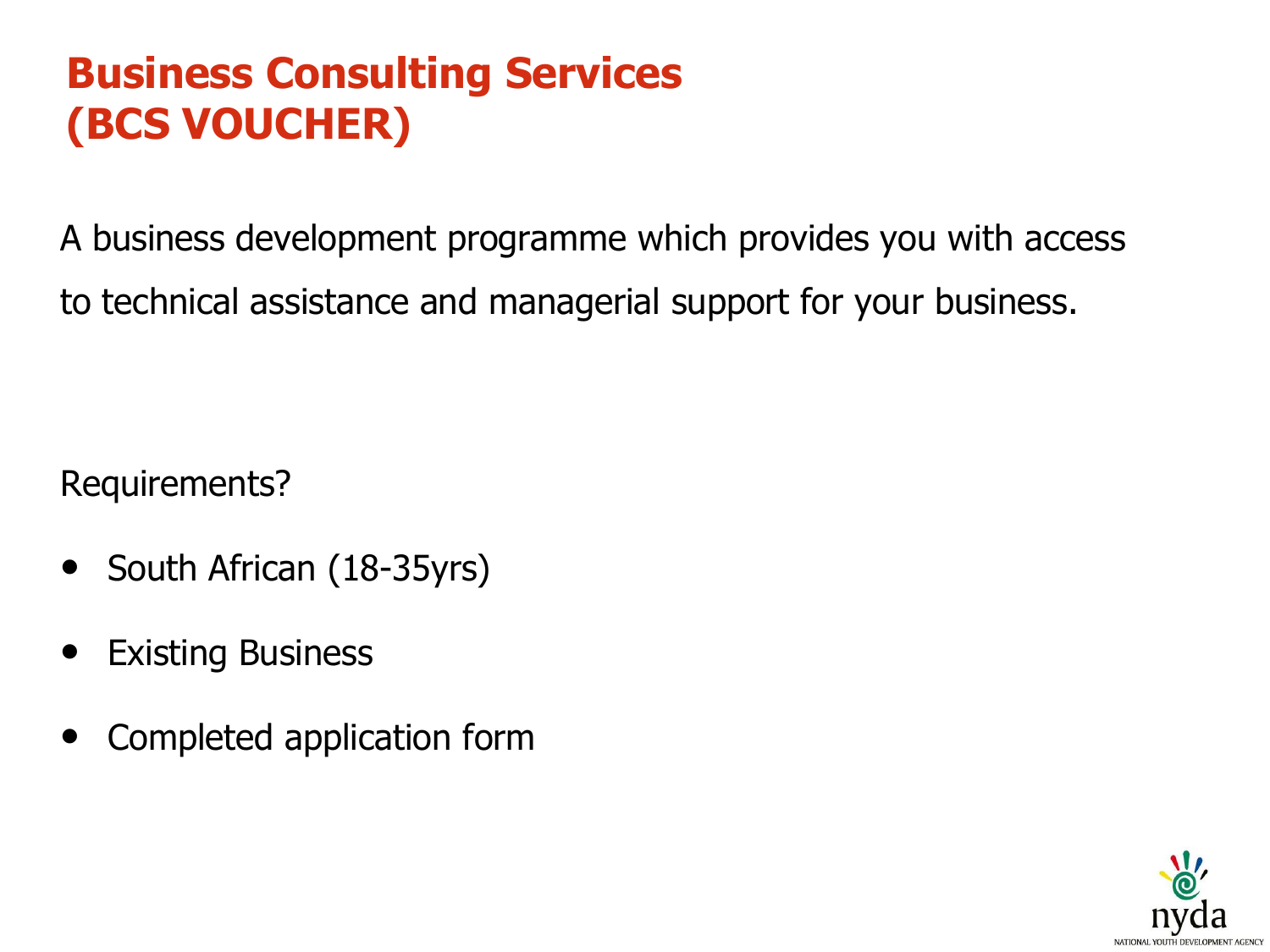# Business Consulting Services (BCS VOUCHER)

A business development programme which provides you with access to technical assistance and managerial support for your business.

Requirements?

- South African (18-35yrs)
- Existing Business
- Completed application form

nyda

NATIONAL YOUTH DEVELOPMENT AGENCY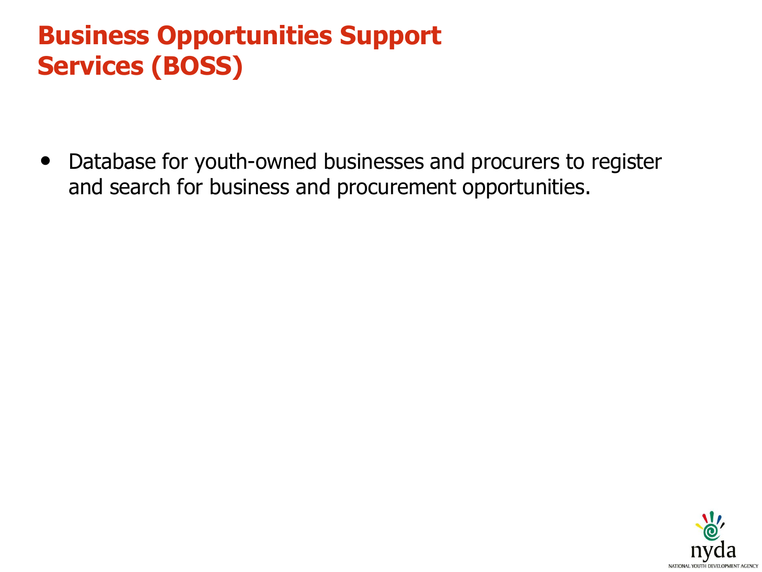# Business Opportunities Support Services (BOSS)

- Database for youth-owned businesses and procurers to register and search for business and procurement opportunities.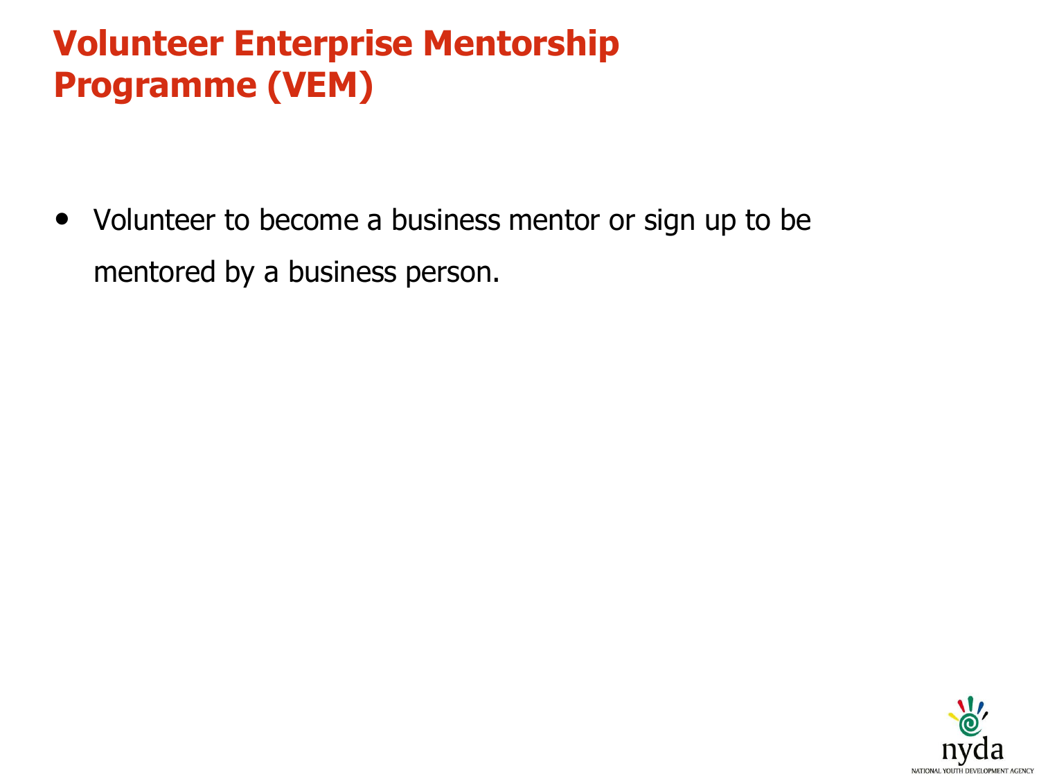# Volunteer Enterprise Mentorship Programme (VEM)

- Volunteer to become a business mentor or sign up to be mentored by a business person.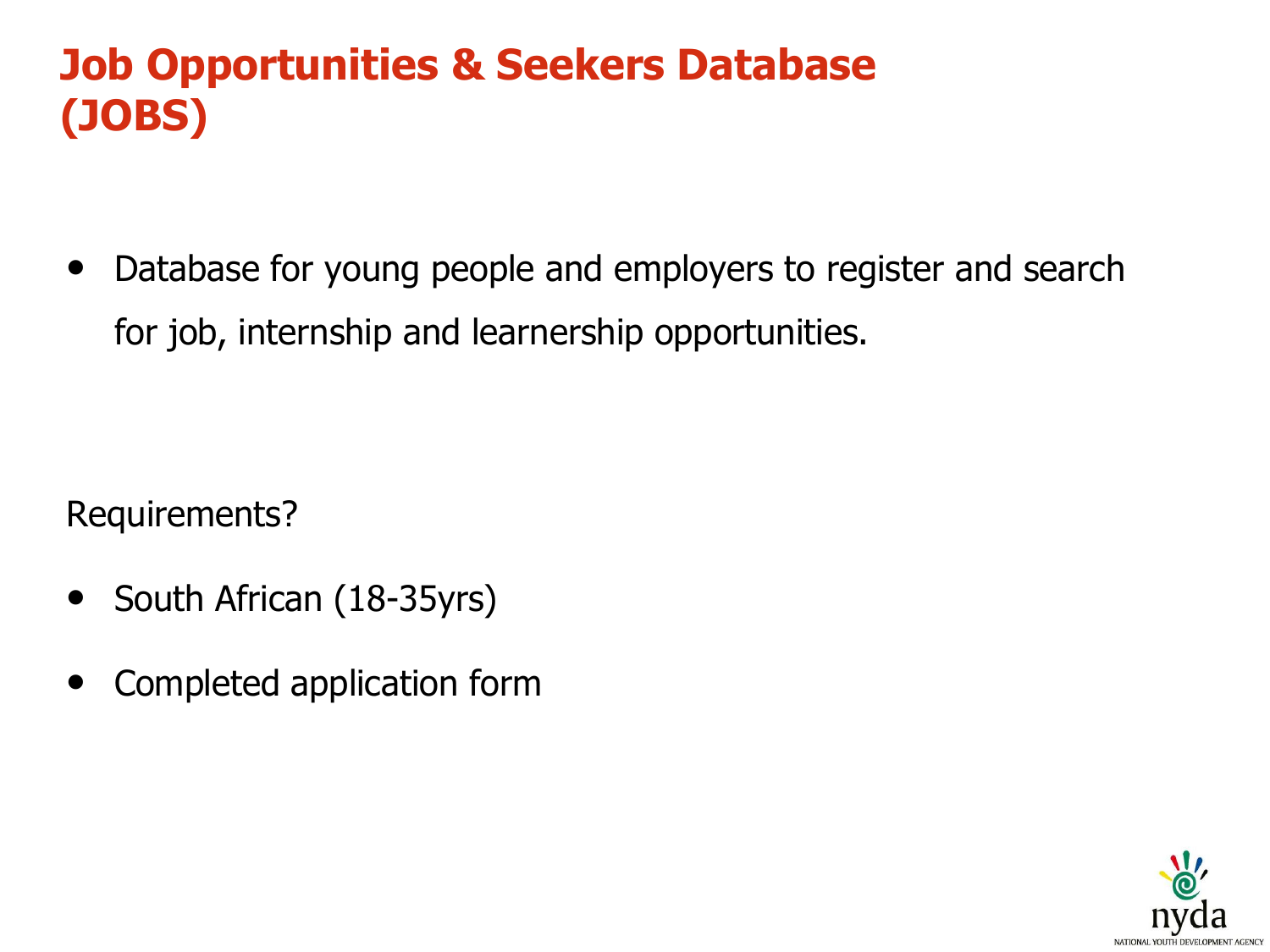# Job Opportunities & Seekers Database (JOBS)

- Database for young people and employers to register and search for job, internship and learnership opportunities.

Requirements?

- South African (18-35yrs)
- Completed application form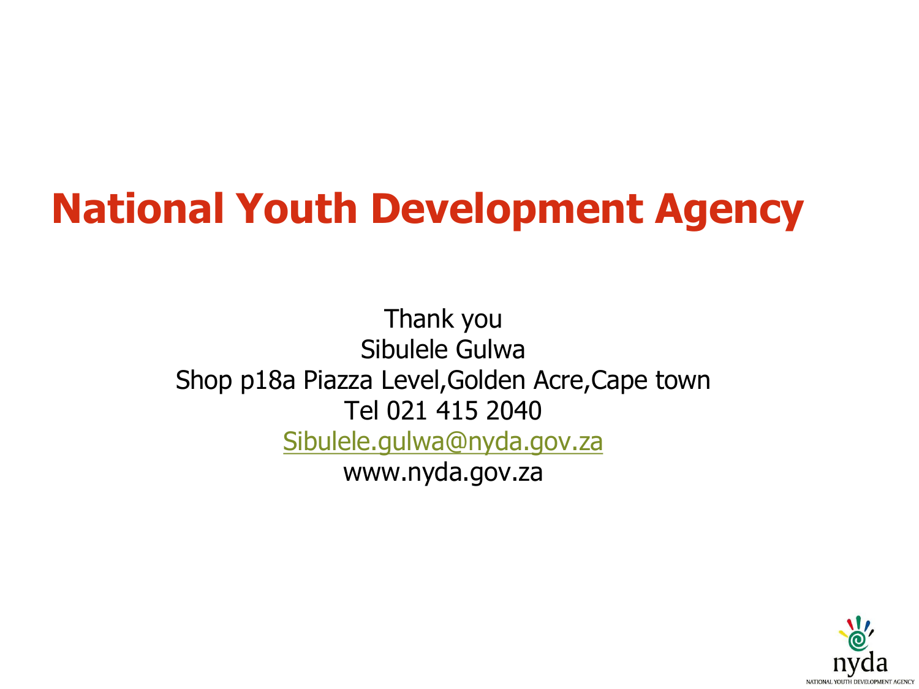# National Youth Development Agency

Thank you
Sibulele Gulwa
Shop p18a Piazza Level,Golden Acre,Cape town
Tel 021 415 2040
Sibulele.gulwa@nyda.gov.za
www.nyda.gov.za

nyda
NATIONAL YOUTH DEVELOPMENT AGENCY